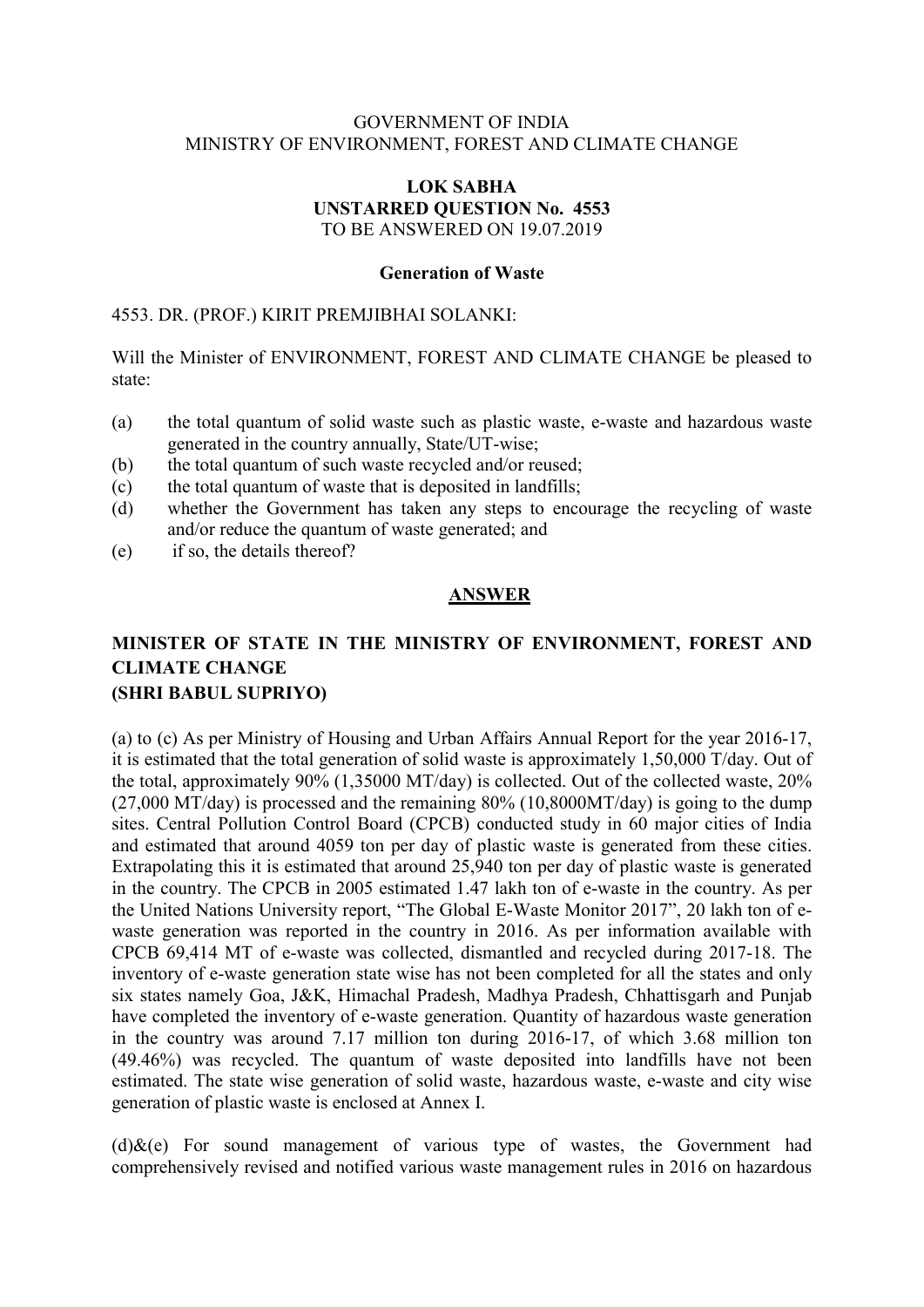GOVERNMENT OF INDIA
MINISTRY OF ENVIRONMENT, FOREST AND CLIMATE CHANGE

**LOK SABHA**
**UNSTARRED QUESTION No. 4553**
TO BE ANSWERED ON 19.07.2019

**Generation of Waste**

4553. DR. (PROF.) KIRIT PREMJIBHAI SOLANKI:

Will the Minister of ENVIRONMENT, FOREST AND CLIMATE CHANGE be pleased to state:

(a) the total quantum of solid waste such as plastic waste, e-waste and hazardous waste generated in the country annually, State/UT-wise;
(b) the total quantum of such waste recycled and/or reused;
(c) the total quantum of waste that is deposited in landfills;
(d) whether the Government has taken any steps to encourage the recycling of waste and/or reduce the quantum of waste generated; and
(e) if so, the details thereof?

**ANSWER**

**MINISTER OF STATE IN THE MINISTRY OF ENVIRONMENT, FOREST AND CLIMATE CHANGE**
**(SHRI BABUL SUPRIYO)**

(a) to (c) As per Ministry of Housing and Urban Affairs Annual Report for the year 2016-17, it is estimated that the total generation of solid waste is approximately 1,50,000 T/day. Out of the total, approximately 90% (1,35000 MT/day) is collected. Out of the collected waste, 20% (27,000 MT/day) is processed and the remaining 80% (10,8000MT/day) is going to the dump sites. Central Pollution Control Board (CPCB) conducted study in 60 major cities of India and estimated that around 4059 ton per day of plastic waste is generated from these cities. Extrapolating this it is estimated that around 25,940 ton per day of plastic waste is generated in the country. The CPCB in 2005 estimated 1.47 lakh ton of e-waste in the country. As per the United Nations University report, "The Global E-Waste Monitor 2017", 20 lakh ton of e-waste generation was reported in the country in 2016. As per information available with CPCB 69,414 MT of e-waste was collected, dismantled and recycled during 2017-18. The inventory of e-waste generation state wise has not been completed for all the states and only six states namely Goa, J&K, Himachal Pradesh, Madhya Pradesh, Chhattisgarh and Punjab have completed the inventory of e-waste generation. Quantity of hazardous waste generation in the country was around 7.17 million ton during 2016-17, of which 3.68 million ton (49.46%) was recycled. The quantum of waste deposited into landfills have not been estimated. The state wise generation of solid waste, hazardous waste, e-waste and city wise generation of plastic waste is enclosed at Annex I.

(d)&(e) For sound management of various type of wastes, the Government had comprehensively revised and notified various waste management rules in 2016 on hazardous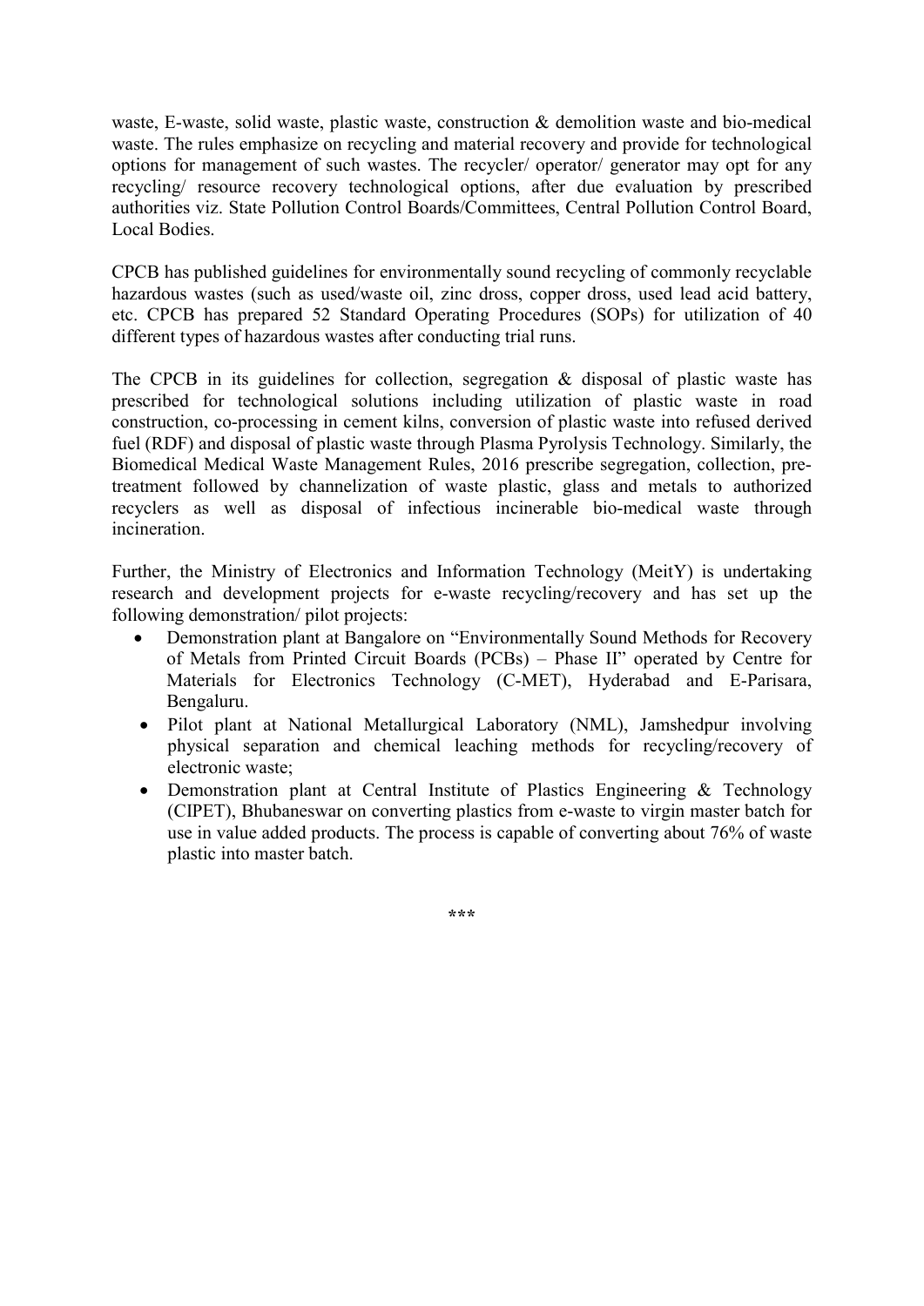waste, E-waste, solid waste, plastic waste, construction & demolition waste and bio-medical waste. The rules emphasize on recycling and material recovery and provide for technological options for management of such wastes. The recycler/ operator/ generator may opt for any recycling/ resource recovery technological options, after due evaluation by prescribed authorities viz. State Pollution Control Boards/Committees, Central Pollution Control Board, Local Bodies.

CPCB has published guidelines for environmentally sound recycling of commonly recyclable hazardous wastes (such as used/waste oil, zinc dross, copper dross, used lead acid battery, etc. CPCB has prepared 52 Standard Operating Procedures (SOPs) for utilization of 40 different types of hazardous wastes after conducting trial runs.

The CPCB in its guidelines for collection, segregation & disposal of plastic waste has prescribed for technological solutions including utilization of plastic waste in road construction, co-processing in cement kilns, conversion of plastic waste into refused derived fuel (RDF) and disposal of plastic waste through Plasma Pyrolysis Technology. Similarly, the Biomedical Medical Waste Management Rules, 2016 prescribe segregation, collection, pre-treatment followed by channelization of waste plastic, glass and metals to authorized recyclers as well as disposal of infectious incinerable bio-medical waste through incineration.

Further, the Ministry of Electronics and Information Technology (MeitY) is undertaking research and development projects for e-waste recycling/recovery and has set up the following demonstration/ pilot projects:

- Demonstration plant at Bangalore on "Environmentally Sound Methods for Recovery of Metals from Printed Circuit Boards (PCBs) – Phase II" operated by Centre for Materials for Electronics Technology (C-MET), Hyderabad and E-Parisara, Bengaluru.
- Pilot plant at National Metallurgical Laboratory (NML), Jamshedpur involving physical separation and chemical leaching methods for recycling/recovery of electronic waste;
- Demonstration plant at Central Institute of Plastics Engineering & Technology (CIPET), Bhubaneswar on converting plastics from e-waste to virgin master batch for use in value added products. The process is capable of converting about 76% of waste plastic into master batch.

***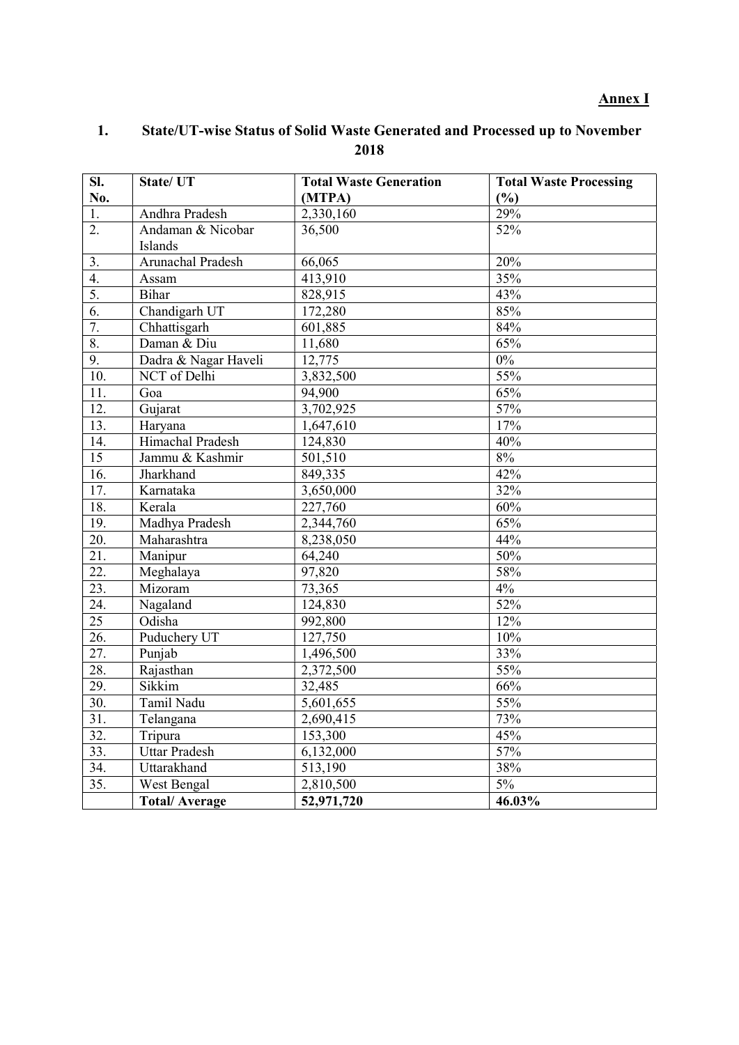**Annex I**

## 1. State/UT-wise Status of Solid Waste Generated and Processed up to November 2018

| Sl. No. | State/ UT | Total Waste Generation (MTPA) | Total Waste Processing (%) |
|---|---|---|---|
| 1. | Andhra Pradesh | 2,330,160 | 29% |
| 2. | Andaman & Nicobar Islands | 36,500 | 52% |
| 3. | Arunachal Pradesh | 66,065 | 20% |
| 4. | Assam | 413,910 | 35% |
| 5. | Bihar | 828,915 | 43% |
| 6. | Chandigarh UT | 172,280 | 85% |
| 7. | Chhattisgarh | 601,885 | 84% |
| 8. | Daman & Diu | 11,680 | 65% |
| 9. | Dadra & Nagar Haveli | 12,775 | 0% |
| 10. | NCT of Delhi | 3,832,500 | 55% |
| 11. | Goa | 94,900 | 65% |
| 12. | Gujarat | 3,702,925 | 57% |
| 13. | Haryana | 1,647,610 | 17% |
| 14. | Himachal Pradesh | 124,830 | 40% |
| 15 | Jammu & Kashmir | 501,510 | 8% |
| 16. | Jharkhand | 849,335 | 42% |
| 17. | Karnataka | 3,650,000 | 32% |
| 18. | Kerala | 227,760 | 60% |
| 19. | Madhya Pradesh | 2,344,760 | 65% |
| 20. | Maharashtra | 8,238,050 | 44% |
| 21. | Manipur | 64,240 | 50% |
| 22. | Meghalaya | 97,820 | 58% |
| 23. | Mizoram | 73,365 | 4% |
| 24. | Nagaland | 124,830 | 52% |
| 25 | Odisha | 992,800 | 12% |
| 26. | Puduchery UT | 127,750 | 10% |
| 27. | Punjab | 1,496,500 | 33% |
| 28. | Rajasthan | 2,372,500 | 55% |
| 29. | Sikkim | 32,485 | 66% |
| 30. | Tamil Nadu | 5,601,655 | 55% |
| 31. | Telangana | 2,690,415 | 73% |
| 32. | Tripura | 153,300 | 45% |
| 33. | Uttar Pradesh | 6,132,000 | 57% |
| 34. | Uttarakhand | 513,190 | 38% |
| 35. | West Bengal | 2,810,500 | 5% |
| | **Total/ Average** | **52,971,720** | **46.03%** |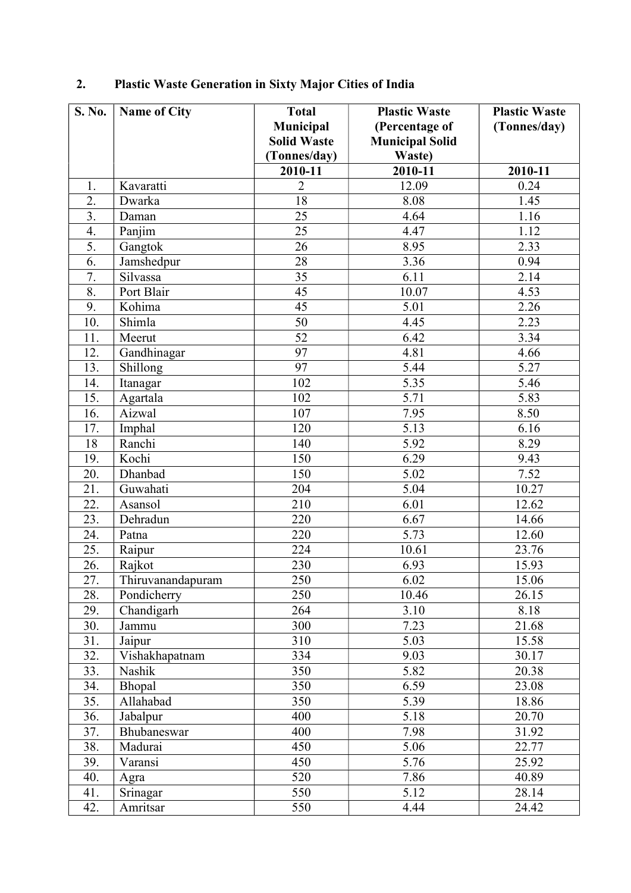## 2. Plastic Waste Generation in Sixty Major Cities of India

| S. No. | Name of City | Total Municipal Solid Waste (Tonnes/day) | Plastic Waste (Percentage of Municipal Solid Waste) | Plastic Waste (Tonnes/day) |
|---|---|---|---|---|
| | | 2010-11 | 2010-11 | 2010-11 |
| 1. | Kavaratti | 2 | 12.09 | 0.24 |
| 2. | Dwarka | 18 | 8.08 | 1.45 |
| 3. | Daman | 25 | 4.64 | 1.16 |
| 4. | Panjim | 25 | 4.47 | 1.12 |
| 5. | Gangtok | 26 | 8.95 | 2.33 |
| 6. | Jamshedpur | 28 | 3.36 | 0.94 |
| 7. | Silvassa | 35 | 6.11 | 2.14 |
| 8. | Port Blair | 45 | 10.07 | 4.53 |
| 9. | Kohima | 45 | 5.01 | 2.26 |
| 10. | Shimla | 50 | 4.45 | 2.23 |
| 11. | Meerut | 52 | 6.42 | 3.34 |
| 12. | Gandhinagar | 97 | 4.81 | 4.66 |
| 13. | Shillong | 97 | 5.44 | 5.27 |
| 14. | Itanagar | 102 | 5.35 | 5.46 |
| 15. | Agartala | 102 | 5.71 | 5.83 |
| 16. | Aizwal | 107 | 7.95 | 8.50 |
| 17. | Imphal | 120 | 5.13 | 6.16 |
| 18 | Ranchi | 140 | 5.92 | 8.29 |
| 19. | Kochi | 150 | 6.29 | 9.43 |
| 20. | Dhanbad | 150 | 5.02 | 7.52 |
| 21. | Guwahati | 204 | 5.04 | 10.27 |
| 22. | Asansol | 210 | 6.01 | 12.62 |
| 23. | Dehradun | 220 | 6.67 | 14.66 |
| 24. | Patna | 220 | 5.73 | 12.60 |
| 25. | Raipur | 224 | 10.61 | 23.76 |
| 26. | Rajkot | 230 | 6.93 | 15.93 |
| 27. | Thiruvanandapuram | 250 | 6.02 | 15.06 |
| 28. | Pondicherry | 250 | 10.46 | 26.15 |
| 29. | Chandigarh | 264 | 3.10 | 8.18 |
| 30. | Jammu | 300 | 7.23 | 21.68 |
| 31. | Jaipur | 310 | 5.03 | 15.58 |
| 32. | Vishakhapatnam | 334 | 9.03 | 30.17 |
| 33. | Nashik | 350 | 5.82 | 20.38 |
| 34. | Bhopal | 350 | 6.59 | 23.08 |
| 35. | Allahabad | 350 | 5.39 | 18.86 |
| 36. | Jabalpur | 400 | 5.18 | 20.70 |
| 37. | Bhubaneswar | 400 | 7.98 | 31.92 |
| 38. | Madurai | 450 | 5.06 | 22.77 |
| 39. | Varansi | 450 | 5.76 | 25.92 |
| 40. | Agra | 520 | 7.86 | 40.89 |
| 41. | Srinagar | 550 | 5.12 | 28.14 |
| 42. | Amritsar | 550 | 4.44 | 24.42 |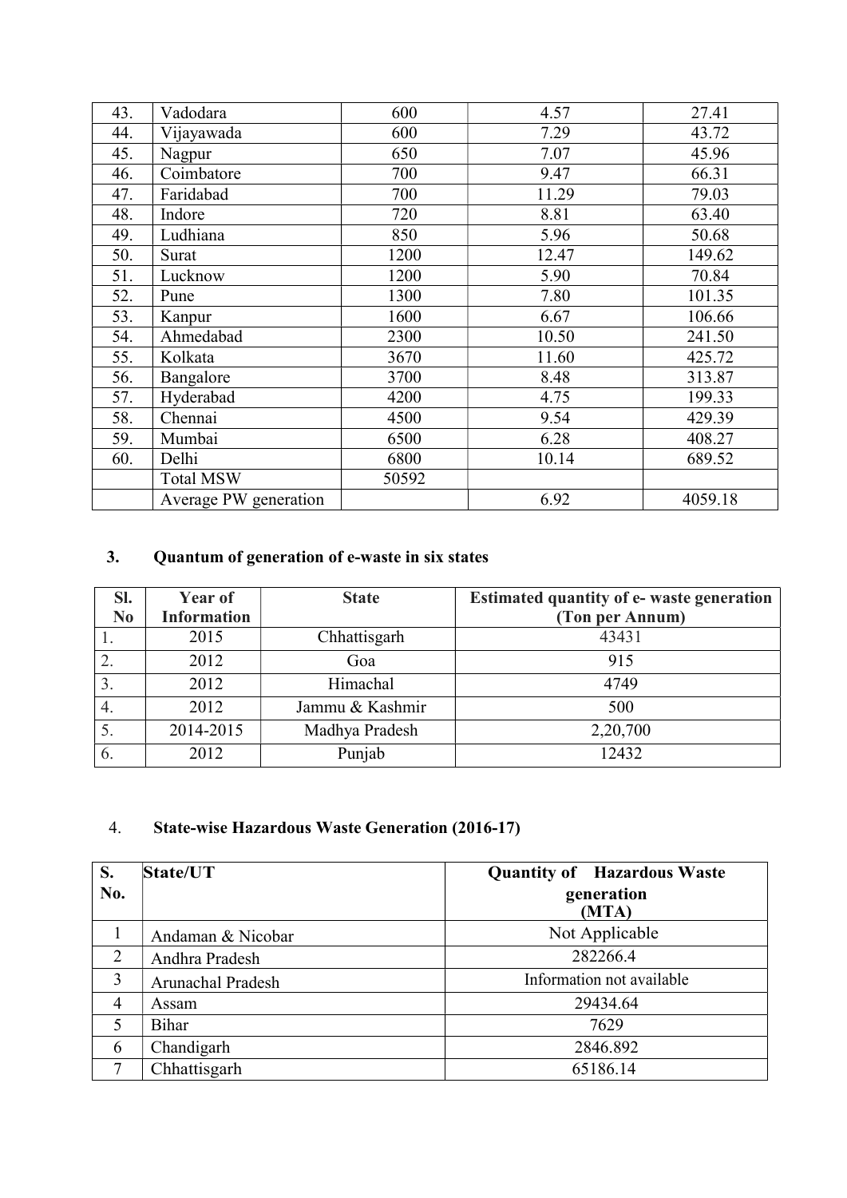| 43. | Vadodara | 600 | 4.57 | 27.41 |
|---|---|---|---|---|
| 44. | Vijayawada | 600 | 7.29 | 43.72 |
| 45. | Nagpur | 650 | 7.07 | 45.96 |
| 46. | Coimbatore | 700 | 9.47 | 66.31 |
| 47. | Faridabad | 700 | 11.29 | 79.03 |
| 48. | Indore | 720 | 8.81 | 63.40 |
| 49. | Ludhiana | 850 | 5.96 | 50.68 |
| 50. | Surat | 1200 | 12.47 | 149.62 |
| 51. | Lucknow | 1200 | 5.90 | 70.84 |
| 52. | Pune | 1300 | 7.80 | 101.35 |
| 53. | Kanpur | 1600 | 6.67 | 106.66 |
| 54. | Ahmedabad | 2300 | 10.50 | 241.50 |
| 55. | Kolkata | 3670 | 11.60 | 425.72 |
| 56. | Bangalore | 3700 | 8.48 | 313.87 |
| 57. | Hyderabad | 4200 | 4.75 | 199.33 |
| 58. | Chennai | 4500 | 9.54 | 429.39 |
| 59. | Mumbai | 6500 | 6.28 | 408.27 |
| 60. | Delhi | 6800 | 10.14 | 689.52 |
| | Total MSW | 50592 | | |
| | Average PW generation | | 6.92 | 4059.18 |

### 3. Quantum of generation of e-waste in six states

| Sl. No | Year of Information | State | Estimated quantity of e- waste generation (Ton per Annum) |
|---|---|---|---|
| 1. | 2015 | Chhattisgarh | 43431 |
| 2. | 2012 | Goa | 915 |
| 3. | 2012 | Himachal | 4749 |
| 4. | 2012 | Jammu & Kashmir | 500 |
| 5. | 2014-2015 | Madhya Pradesh | 2,20,700 |
| 6. | 2012 | Punjab | 12432 |

### 4. State-wise Hazardous Waste Generation (2016-17)

| S. No. | State/UT | Quantity of Hazardous Waste generation (MTA) |
|---|---|---|
| 1 | Andaman & Nicobar | Not Applicable |
| 2 | Andhra Pradesh | 282266.4 |
| 3 | Arunachal Pradesh | Information not available |
| 4 | Assam | 29434.64 |
| 5 | Bihar | 7629 |
| 6 | Chandigarh | 2846.892 |
| 7 | Chhattisgarh | 65186.14 |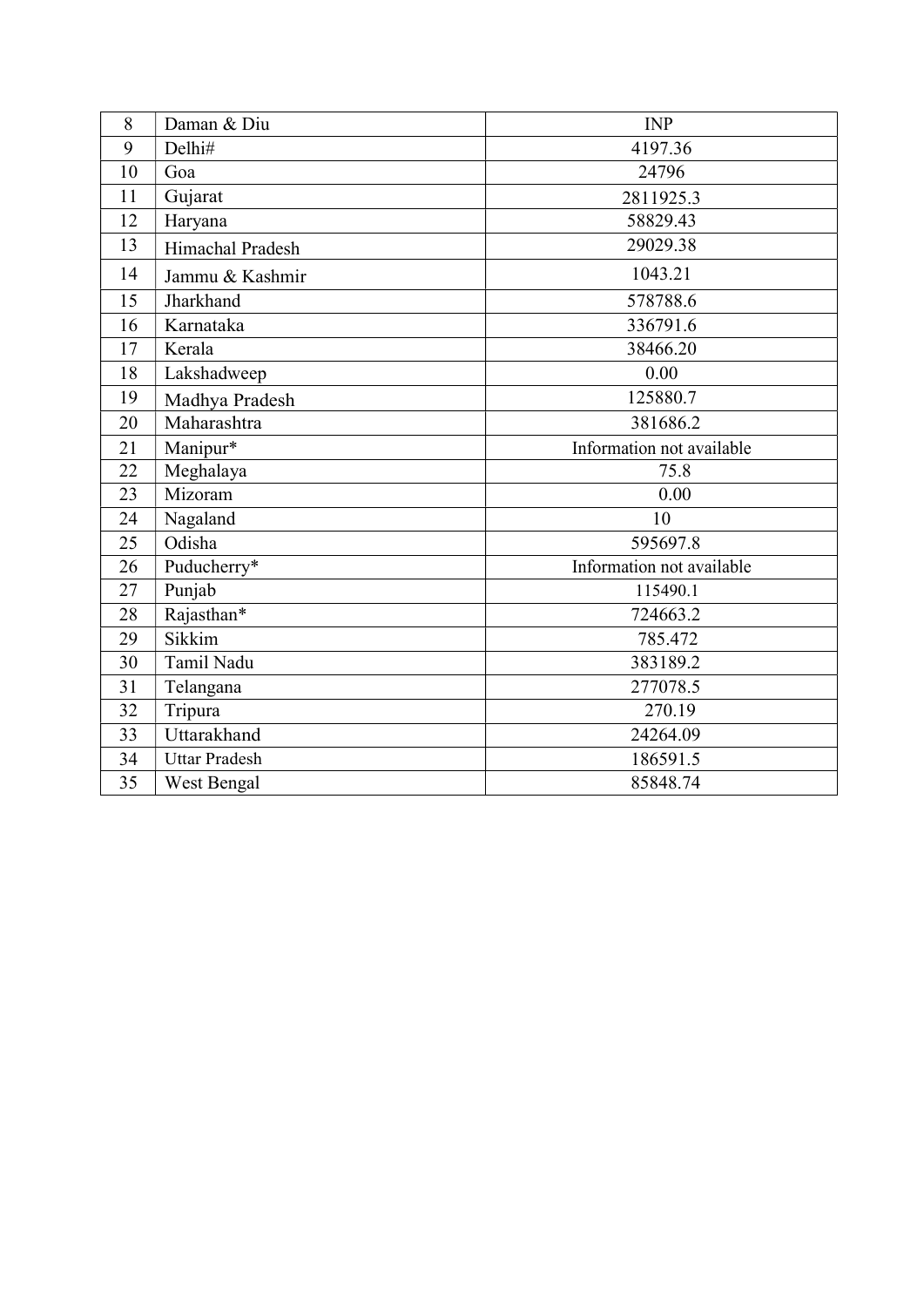| | | |
|---|---|---|
| 8 | Daman & Diu | INP |
| 9 | Delhi# | 4197.36 |
| 10 | Goa | 24796 |
| 11 | Gujarat | 2811925.3 |
| 12 | Haryana | 58829.43 |
| 13 | Himachal Pradesh | 29029.38 |
| 14 | Jammu & Kashmir | 1043.21 |
| 15 | Jharkhand | 578788.6 |
| 16 | Karnataka | 336791.6 |
| 17 | Kerala | 38466.20 |
| 18 | Lakshadweep | 0.00 |
| 19 | Madhya Pradesh | 125880.7 |
| 20 | Maharashtra | 381686.2 |
| 21 | Manipur* | Information not available |
| 22 | Meghalaya | 75.8 |
| 23 | Mizoram | 0.00 |
| 24 | Nagaland | 10 |
| 25 | Odisha | 595697.8 |
| 26 | Puducherry* | Information not available |
| 27 | Punjab | 115490.1 |
| 28 | Rajasthan* | 724663.2 |
| 29 | Sikkim | 785.472 |
| 30 | Tamil Nadu | 383189.2 |
| 31 | Telangana | 277078.5 |
| 32 | Tripura | 270.19 |
| 33 | Uttarakhand | 24264.09 |
| 34 | Uttar Pradesh | 186591.5 |
| 35 | West Bengal | 85848.74 |